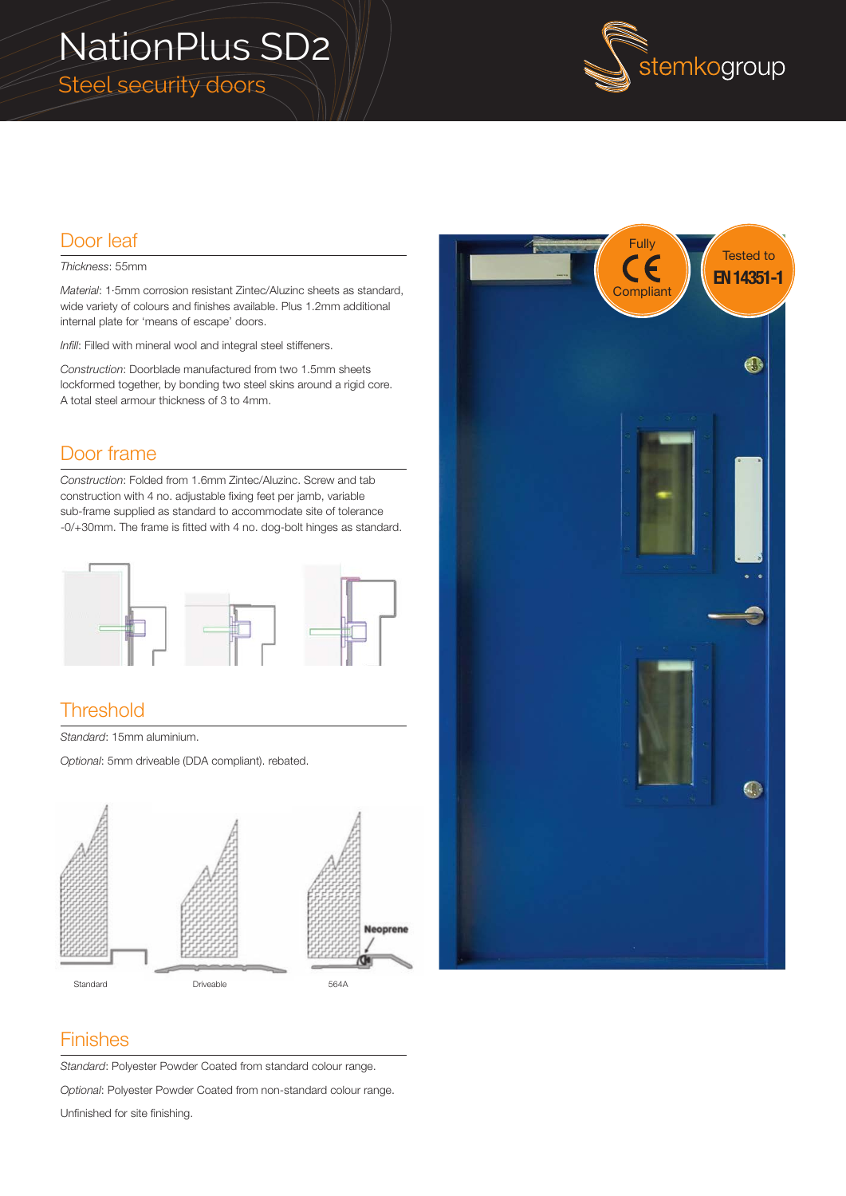# NationPlus SD2

## Steel security doors

stemkogroup

## Door leaf

*Thickness*: 55mm

*Material*: 1·5mm corrosion resistant Zintec/Aluzinc sheets as standard, wide variety of colours and finishes available. Plus 1.2mm additional internal plate for 'means of escape' doors.

*Infill*: Filled with mineral wool and integral steel stiffeners.

*Construction*: Doorblade manufactured from two 1.5mm sheets lockformed together, by bonding two steel skins around a rigid core. A total steel armour thickness of 3 to 4mm.

## Door frame

*Construction*: Folded from 1.6mm Zintec/Aluzinc. Screw and tab construction with 4 no. adjustable fixing feet per jamb, variable sub-frame supplied as standard to accommodate site of tolerance -0/+30mm. The frame is fitted with 4 no. dog-bolt hinges as standard.

## Threshold

*Standard*: 15mm aluminium.

*Optional*: 5mm driveable (DDA compliant). rebated.

Neoprene

Standard Driveable 564A

## Finishes

*Standard*: Polyester Powder Coated from standard colour range.

*Optional*: Polyester Powder Coated from non-standard colour range.

Unfinished for site finishing.

Fully CE Compliant

Tested to EN 14351-1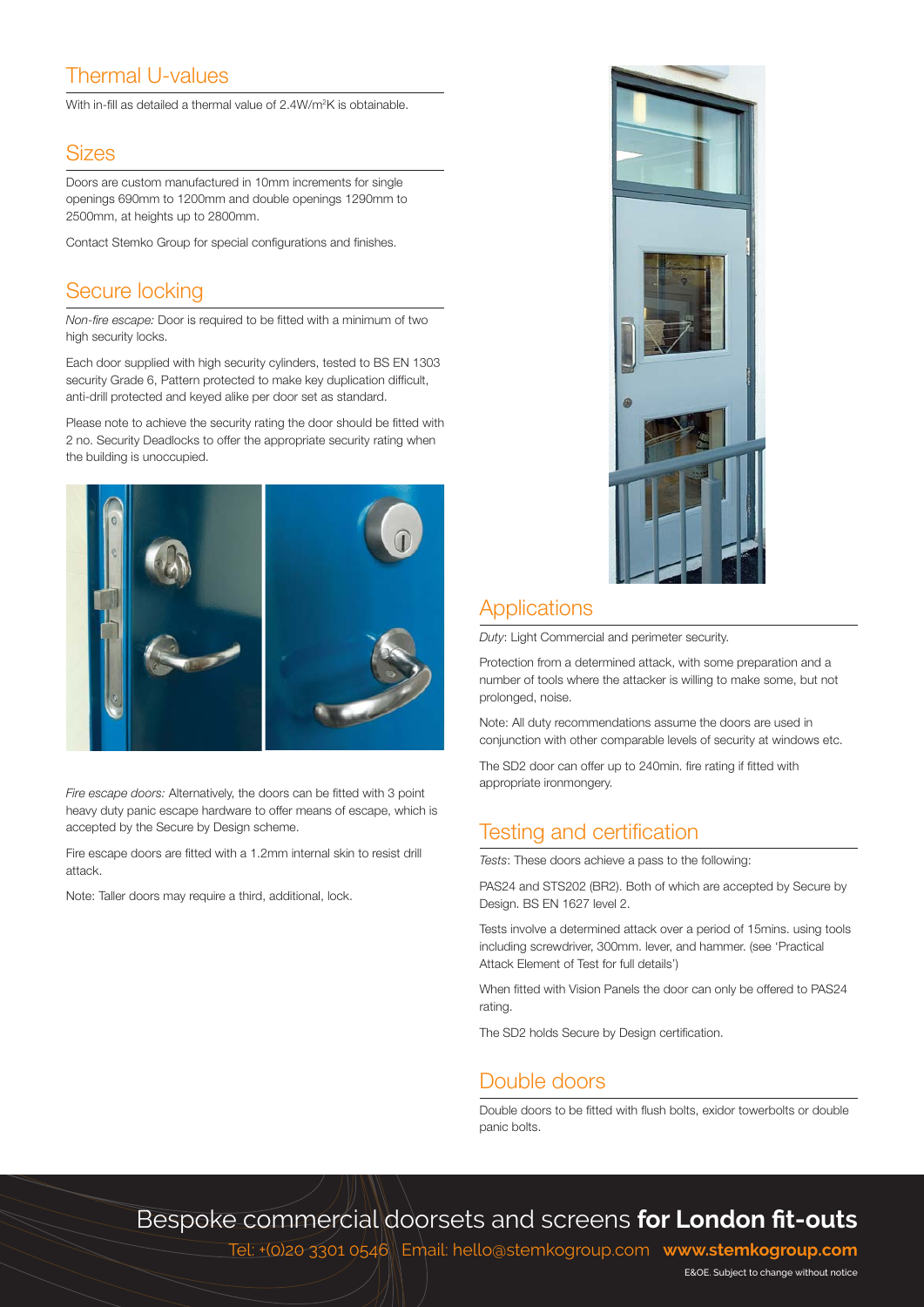## Thermal U-values

With in-fill as detailed a thermal value of 2.4W/m²K is obtainable.

## Sizes

Doors are custom manufactured in 10mm increments for single openings 690mm to 1200mm and double openings 1290mm to 2500mm, at heights up to 2800mm.

Contact Stemko Group for special configurations and finishes.

## Secure locking

*Non-fire escape:* Door is required to be fitted with a minimum of two high security locks.

Each door supplied with high security cylinders, tested to BS EN 1303 security Grade 6, Pattern protected to make key duplication difficult, anti-drill protected and keyed alike per door set as standard.

Please note to achieve the security rating the door should be fitted with 2 no. Security Deadlocks to offer the appropriate security rating when the building is unoccupied.

*Fire escape doors:* Alternatively, the doors can be fitted with 3 point heavy duty panic escape hardware to offer means of escape, which is accepted by the Secure by Design scheme.

Fire escape doors are fitted with a 1.2mm internal skin to resist drill attack.

Note: Taller doors may require a third, additional, lock.

## Applications

*Duty*: Light Commercial and perimeter security.

Protection from a determined attack, with some preparation and a number of tools where the attacker is willing to make some, but not prolonged, noise.

Note: All duty recommendations assume the doors are used in conjunction with other comparable levels of security at windows etc.

The SD2 door can offer up to 240min. fire rating if fitted with appropriate ironmongery.

## Testing and certification

*Tests*: These doors achieve a pass to the following:

PAS24 and STS202 (BR2). Both of which are accepted by Secure by Design. BS EN 1627 level 2.

Tests involve a determined attack over a period of 15mins. using tools including screwdriver, 300mm. lever, and hammer. (see 'Practical Attack Element of Test for full details')

When fitted with Vision Panels the door can only be offered to PAS24 rating.

The SD2 holds Secure by Design certification.

## Double doors

Double doors to be fitted with flush bolts, exidor towerbolts or double panic bolts.

Bespoke commercial doorsets and screens **for London fit-outs**

Tel: +(0)20 3301 0546 Email: hello@stemkogroup.com **www.stemkogroup.com**

E&OE. Subject to change without notice